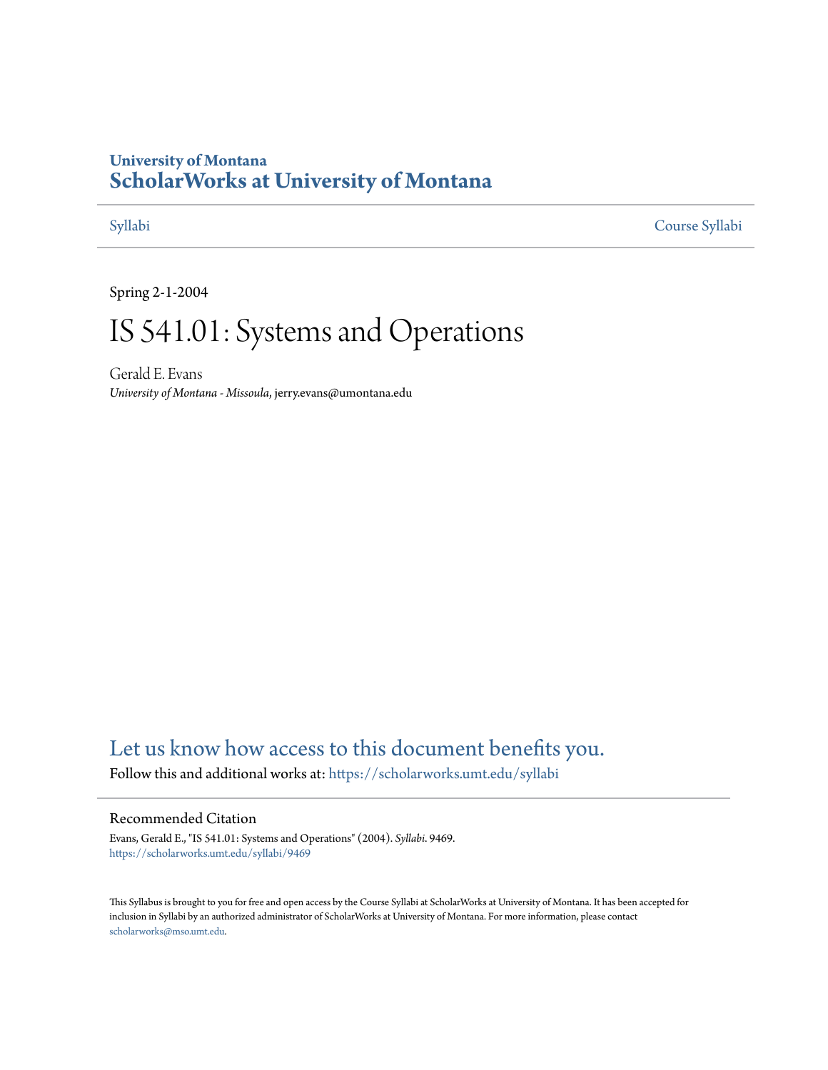University of Montana

# ScholarWorks at University of Montana

Syllabi | Course Syllabi

Spring 2-1-2004

# IS 541.01: Systems and Operations

Gerald E. Evans

*University of Montana - Missoula*, jerry.evans@umontana.edu

Let us know how access to this document benefits you.

Follow this and additional works at: https://scholarworks.umt.edu/syllabi

## Recommended Citation

Evans, Gerald E., "IS 541.01: Systems and Operations" (2004). *Syllabi*. 9469.
https://scholarworks.umt.edu/syllabi/9469

This Syllabus is brought to you for free and open access by the Course Syllabi at ScholarWorks at University of Montana. It has been accepted for inclusion in Syllabi by an authorized administrator of ScholarWorks at University of Montana. For more information, please contact scholarworks@mso.umt.edu.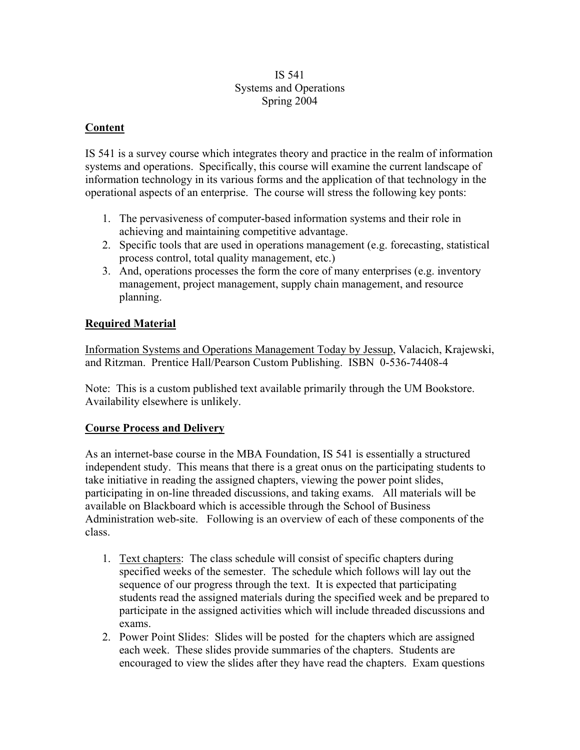IS 541
Systems and Operations
Spring 2004

## Content

IS 541 is a survey course which integrates theory and practice in the realm of information systems and operations. Specifically, this course will examine the current landscape of information technology in its various forms and the application of that technology in the operational aspects of an enterprise. The course will stress the following key ponts:

1. The pervasiveness of computer-based information systems and their role in achieving and maintaining competitive advantage.
2. Specific tools that are used in operations management (e.g. forecasting, statistical process control, total quality management, etc.)
3. And, operations processes the form the core of many enterprises (e.g. inventory management, project management, supply chain management, and resource planning.

## Required Material

Information Systems and Operations Management Today by Jessup, Valacich, Krajewski, and Ritzman. Prentice Hall/Pearson Custom Publishing. ISBN 0-536-74408-4

Note: This is a custom published text available primarily through the UM Bookstore. Availability elsewhere is unlikely.

## Course Process and Delivery

As an internet-base course in the MBA Foundation, IS 541 is essentially a structured independent study. This means that there is a great onus on the participating students to take initiative in reading the assigned chapters, viewing the power point slides, participating in on-line threaded discussions, and taking exams. All materials will be available on Blackboard which is accessible through the School of Business Administration web-site. Following is an overview of each of these components of the class.

1. Text chapters: The class schedule will consist of specific chapters during specified weeks of the semester. The schedule which follows will lay out the sequence of our progress through the text. It is expected that participating students read the assigned materials during the specified week and be prepared to participate in the assigned activities which will include threaded discussions and exams.
2. Power Point Slides: Slides will be posted for the chapters which are assigned each week. These slides provide summaries of the chapters. Students are encouraged to view the slides after they have read the chapters. Exam questions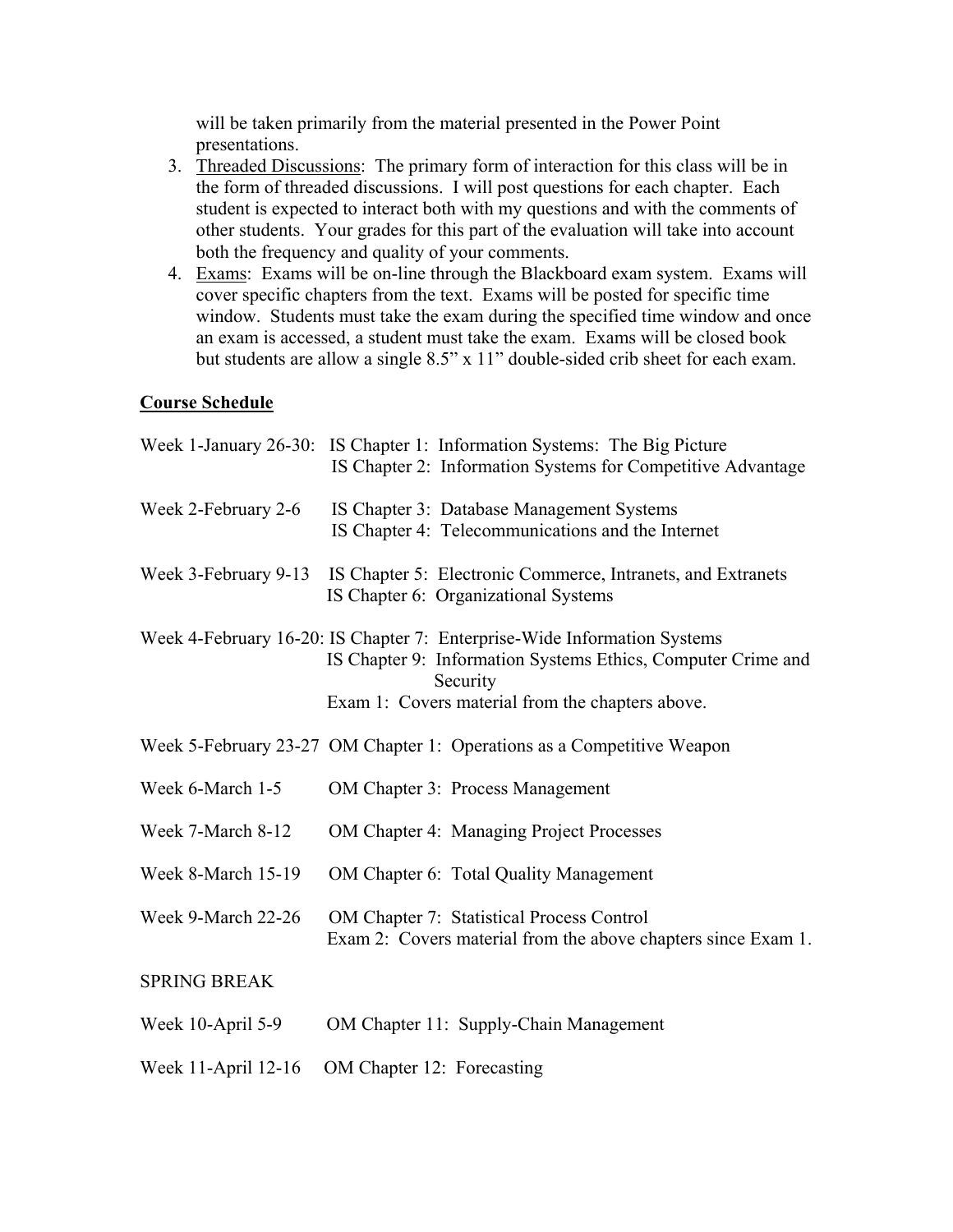will be taken primarily from the material presented in the Power Point presentations.

3. Threaded Discussions: The primary form of interaction for this class will be in the form of threaded discussions. I will post questions for each chapter. Each student is expected to interact both with my questions and with the comments of other students. Your grades for this part of the evaluation will take into account both the frequency and quality of your comments.
4. Exams: Exams will be on-line through the Blackboard exam system. Exams will cover specific chapters from the text. Exams will be posted for specific time window. Students must take the exam during the specified time window and once an exam is accessed, a student must take the exam. Exams will be closed book but students are allow a single 8.5" x 11" double-sided crib sheet for each exam.

**Course Schedule**

Week 1-January 26-30: IS Chapter 1: Information Systems: The Big Picture
IS Chapter 2: Information Systems for Competitive Advantage

Week 2-February 2-6 IS Chapter 3: Database Management Systems
IS Chapter 4: Telecommunications and the Internet

Week 3-February 9-13 IS Chapter 5: Electronic Commerce, Intranets, and Extranets
IS Chapter 6: Organizational Systems

Week 4-February 16-20: IS Chapter 7: Enterprise-Wide Information Systems
IS Chapter 9: Information Systems Ethics, Computer Crime and Security
Exam 1: Covers material from the chapters above.

Week 5-February 23-27 OM Chapter 1: Operations as a Competitive Weapon

Week 6-March 1-5 OM Chapter 3: Process Management

Week 7-March 8-12 OM Chapter 4: Managing Project Processes

Week 8-March 15-19 OM Chapter 6: Total Quality Management

Week 9-March 22-26 OM Chapter 7: Statistical Process Control
Exam 2: Covers material from the above chapters since Exam 1.

SPRING BREAK

Week 10-April 5-9 OM Chapter 11: Supply-Chain Management

Week 11-April 12-16 OM Chapter 12: Forecasting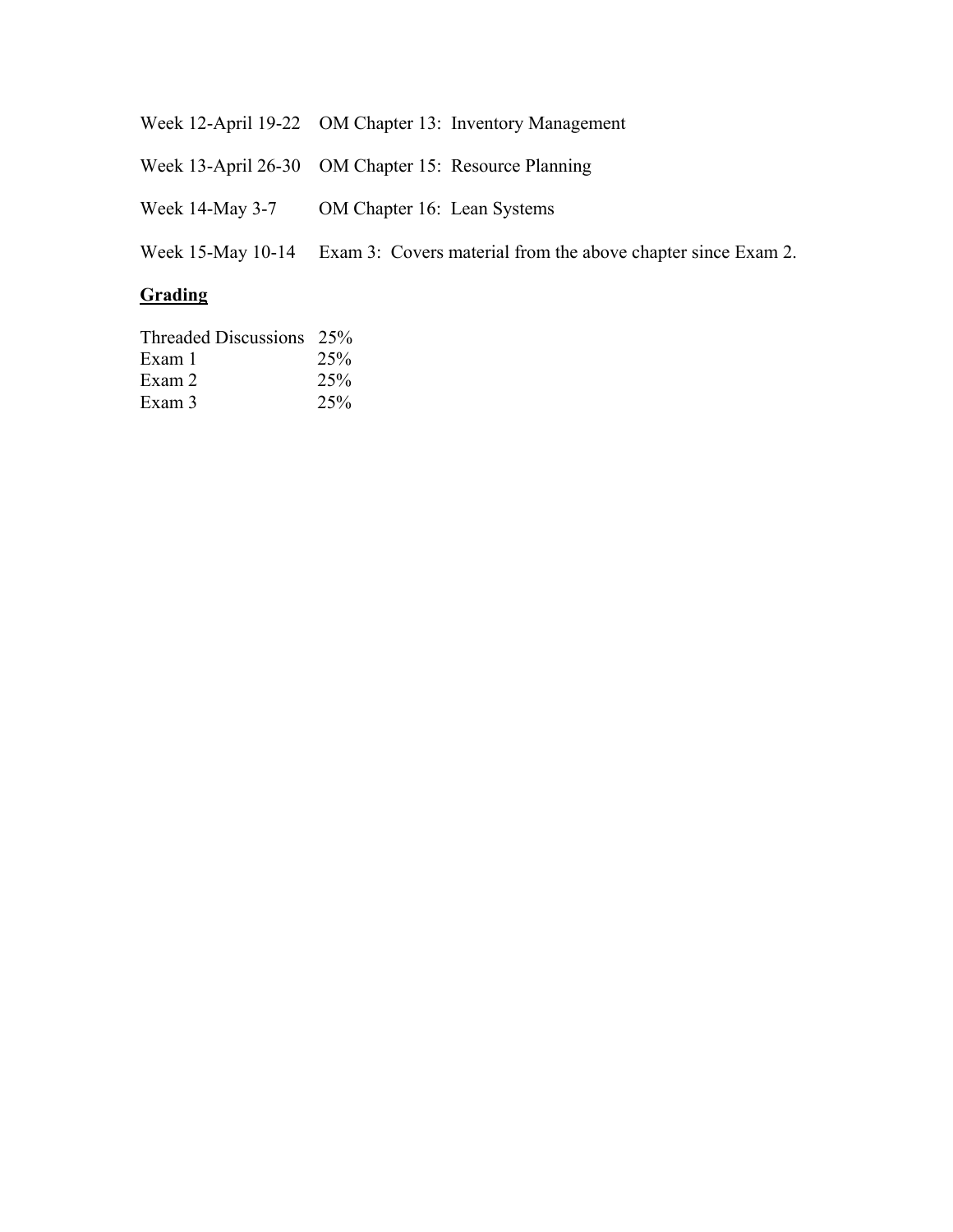Week 12-April 19-22    OM Chapter 13: Inventory Management

Week 13-April 26-30    OM Chapter 15: Resource Planning

Week 14-May 3-7    OM Chapter 16: Lean Systems

Week 15-May 10-14    Exam 3: Covers material from the above chapter since Exam 2.

**Grading**

| | |
|---|---|
| Threaded Discussions | 25% |
| Exam 1 | 25% |
| Exam 2 | 25% |
| Exam 3 | 25% |